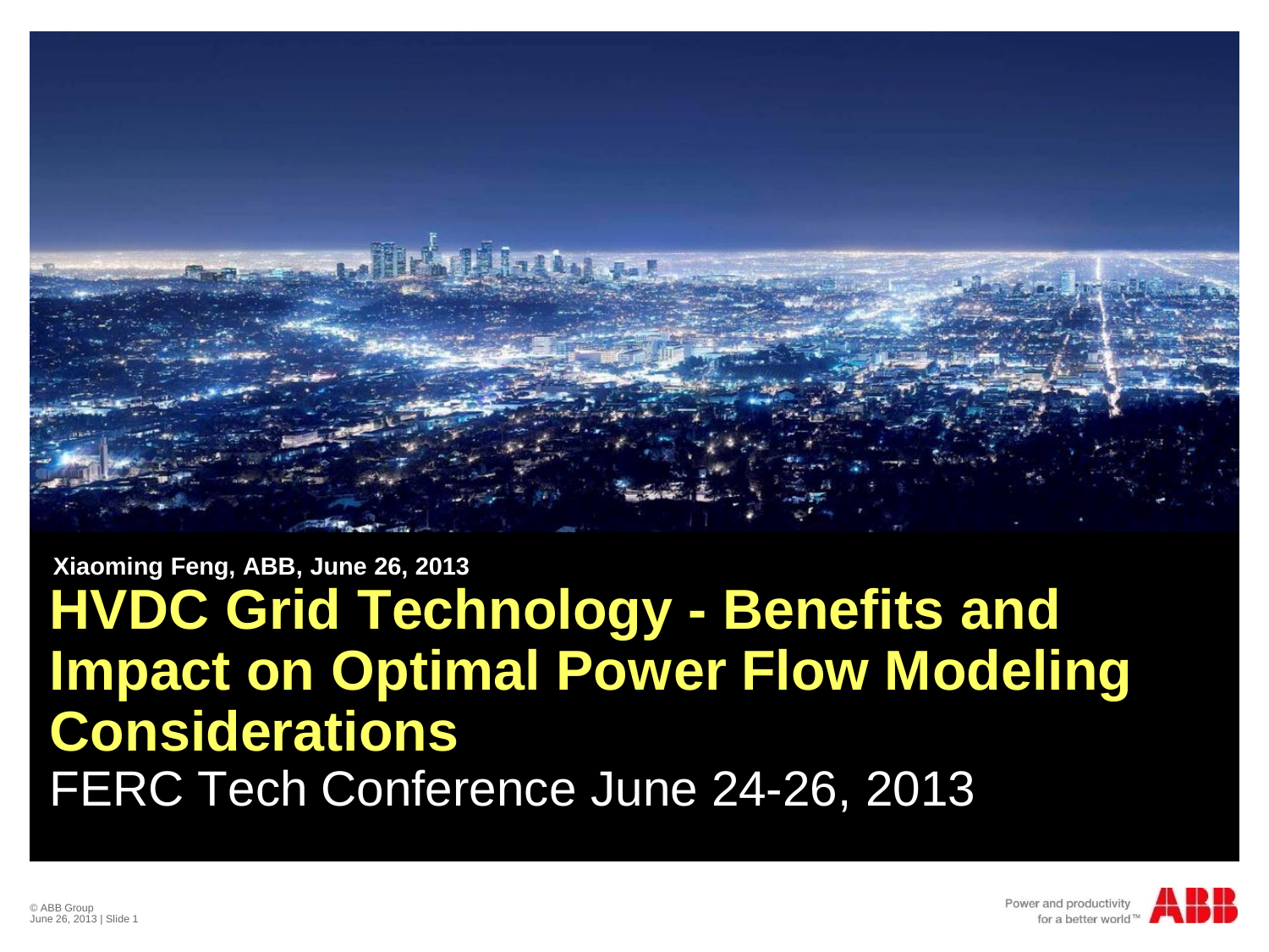Xiaoming Feng, ABB, June 26, 2013

# HVDC Grid Technology - Benefits and Impact on Optimal Power Flow Modeling Considerations

FERC Tech Conference June 24-26, 2013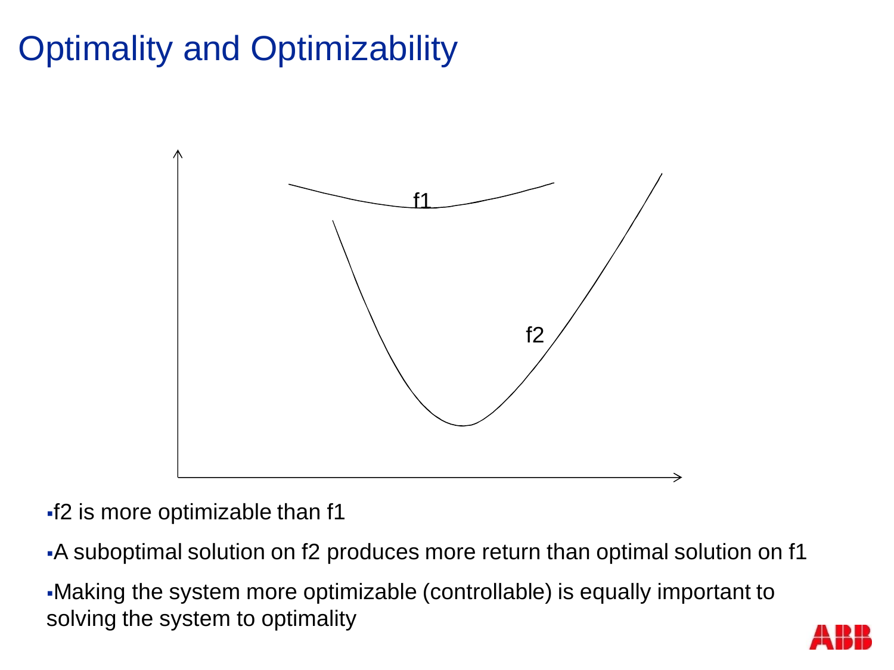# Optimality and Optimizability

f1

f2

- f2 is more optimizable than f1
- A suboptimal solution on f2 produces more return than optimal solution on f1
- Making the system more optimizable (controllable) is equally important to solving the system to optimality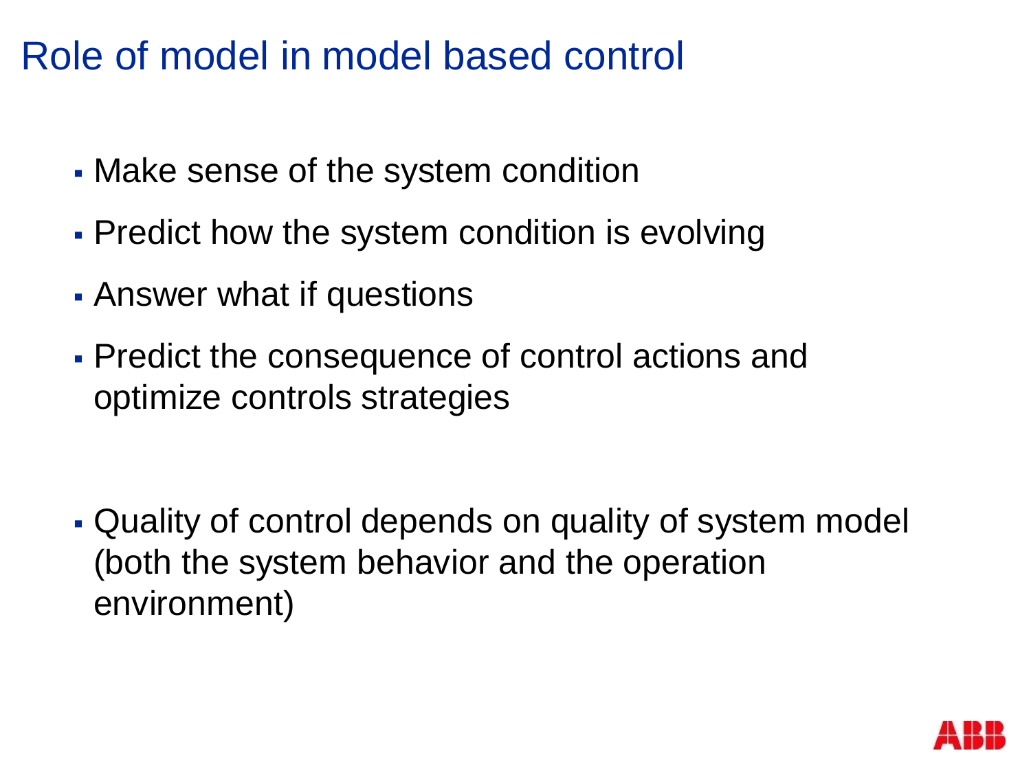# Role of model in model based control

- Make sense of the system condition
- Predict how the system condition is evolving
- Answer what if questions
- Predict the consequence of control actions and optimize controls strategies

- Quality of control depends on quality of system model (both the system behavior and the operation environment)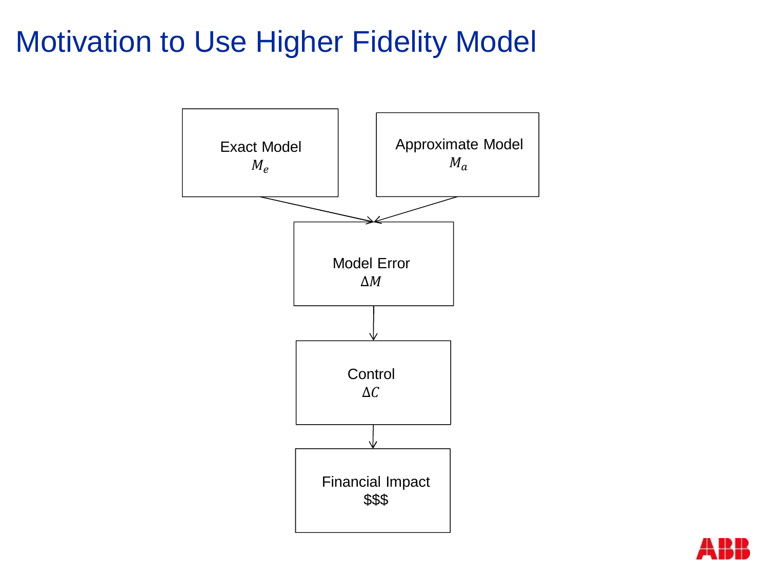# Motivation to Use Higher Fidelity Model

Exact Model
$M_e$

Approximate Model
$M_a$

Model Error
$\Delta M$

Control
$\Delta C$

Financial Impact
$$$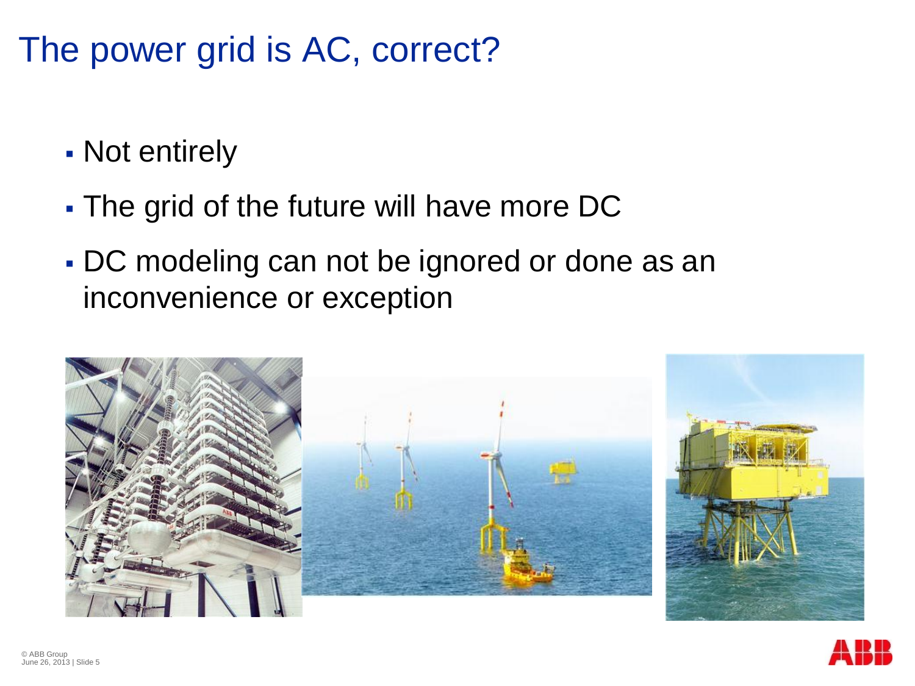# The power grid is AC, correct?

- Not entirely
- The grid of the future will have more DC
- DC modeling can not be ignored or done as an inconvenience or exception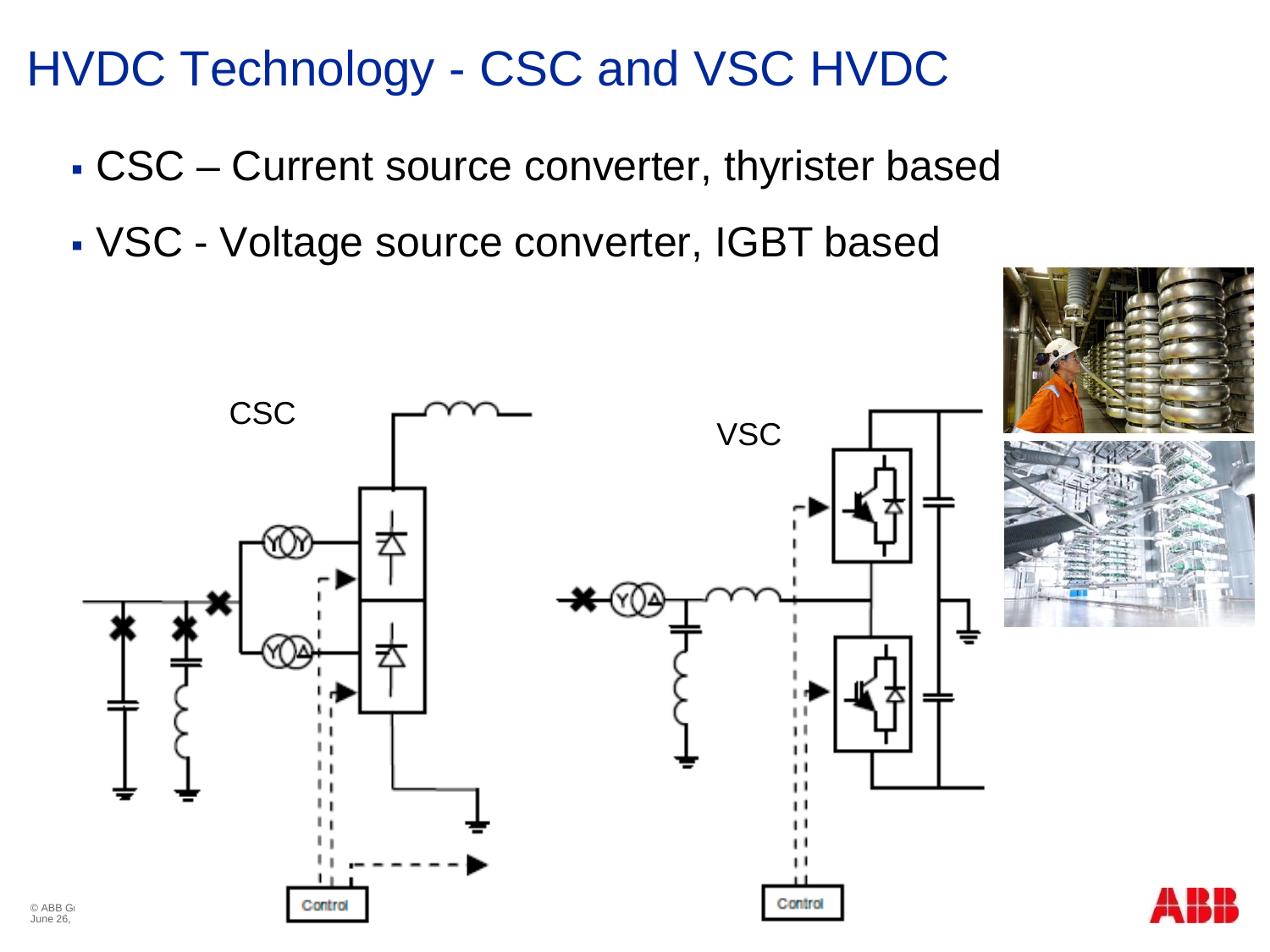# HVDC Technology - CSC and VSC HVDC

- CSC – Current source converter, thyrister based
- VSC - Voltage source converter, IGBT based

CSC

VSC

Control

Control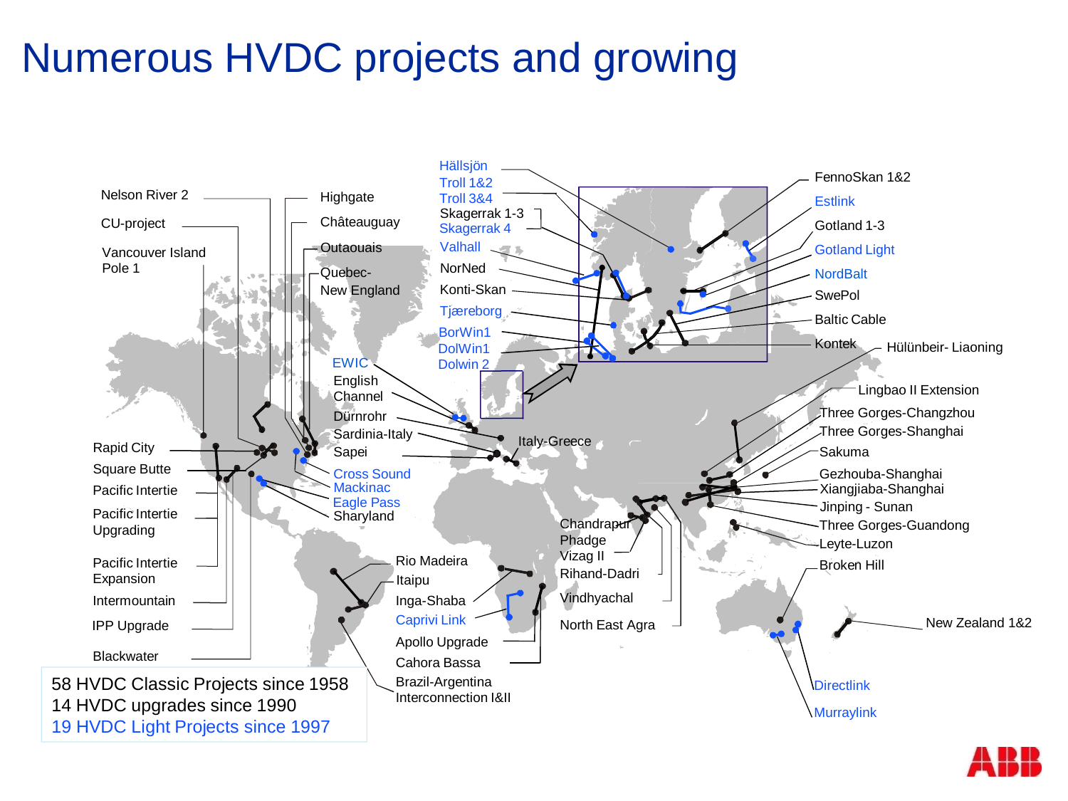# Numerous HVDC projects and growing

Nelson River 2
CU-project
Vancouver Island Pole 1
Highgate
Châteauguay
Outaouais
Quebec-New England
Rapid City
Square Butte
Pacific Intertie
Pacific Intertie Upgrading
Pacific Intertie Expansion
Intermountain
IPP Upgrade
Blackwater
EWIC
English Channel
Dürnrohr
Sardinia-Italy
Sapei
Cross Sound
Mackinac
Eagle Pass
Sharyland
Hällsjön
Troll 1&2
Troll 3&4
Skagerrak 1-3
Skagerrak 4
Valhall
NorNed
Konti-Skan
Tjæreborg
BorWin1
DolWin1
Dolwin 2
FennoSkan 1&2
Estlink
Gotland 1-3
Gotland Light
NordBalt
SwePol
Baltic Cable
Kontek
Hülünbeir- Liaoning
Lingbao II Extension
Three Gorges-Changzhou
Three Gorges-Shanghai
Sakuma
Gezhouba-Shanghai
Xiangjiaba-Shanghai
Jinping - Sunan
Three Gorges-Guandong
Leyte-Luzon
Broken Hill
New Zealand 1&2
Directlink
Murraylink
Italy-Greece
Chandrapur Phadge
Vizag II
Rihand-Dadri
Vindhyachal
North East Agra
Rio Madeira
Itaipu
Inga-Shaba
Caprivi Link
Apollo Upgrade
Cahora Bassa
Brazil-Argentina Interconnection I&II

58 HVDC Classic Projects since 1958
14 HVDC upgrades since 1990
19 HVDC Light Projects since 1997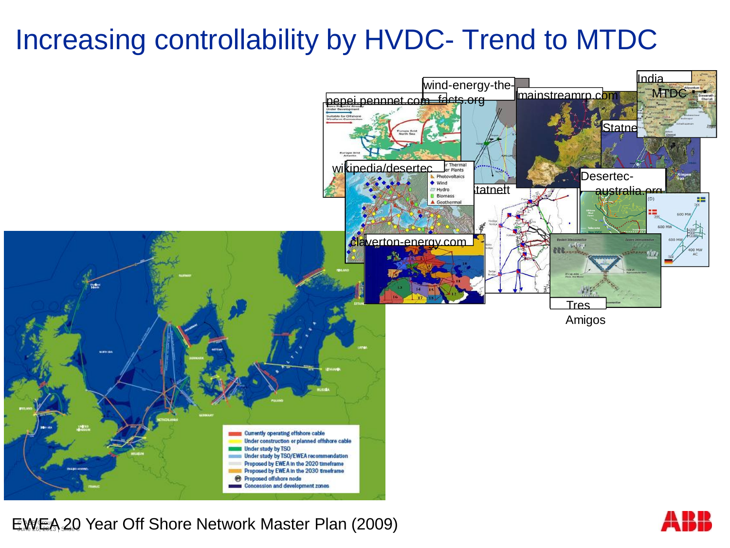# Increasing controllability by HVDC- Trend to MTDC

pepei.pennnet.com

wind-energy-the-facts.org

mainstreamrp.com

India MTDC

Statnett

wikipedia/desertec

Statnett

Desertec-australia.org

claverton-energy.com

Tres Amigos

EWEA 20 Year Off Shore Network Master Plan (2009)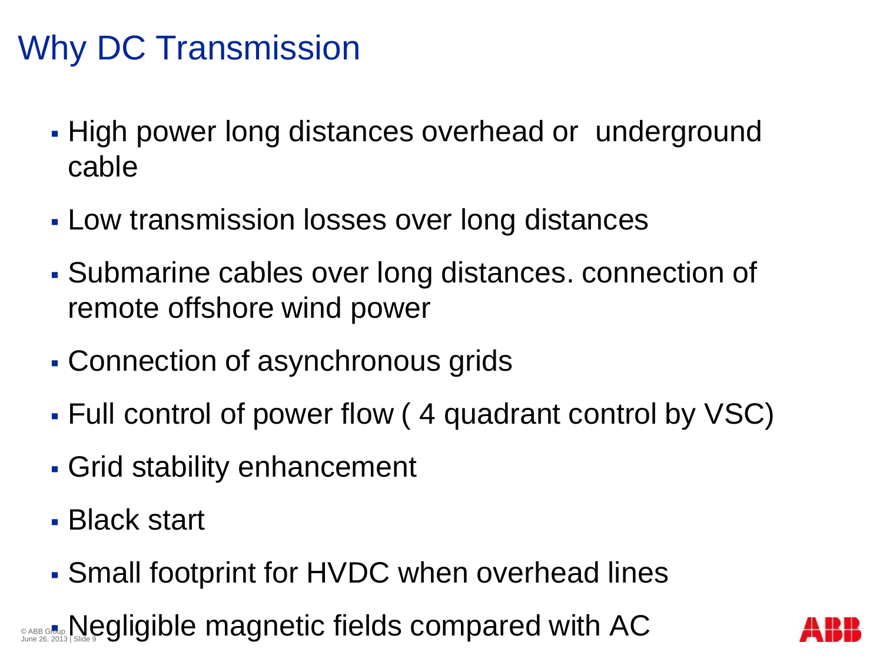# Why DC Transmission

- High power long distances overhead or underground cable
- Low transmission losses over long distances
- Submarine cables over long distances. connection of remote offshore wind power
- Connection of asynchronous grids
- Full control of power flow ( 4 quadrant control by VSC)
- Grid stability enhancement
- Black start
- Small footprint for HVDC when overhead lines
- Negligible magnetic fields compared with AC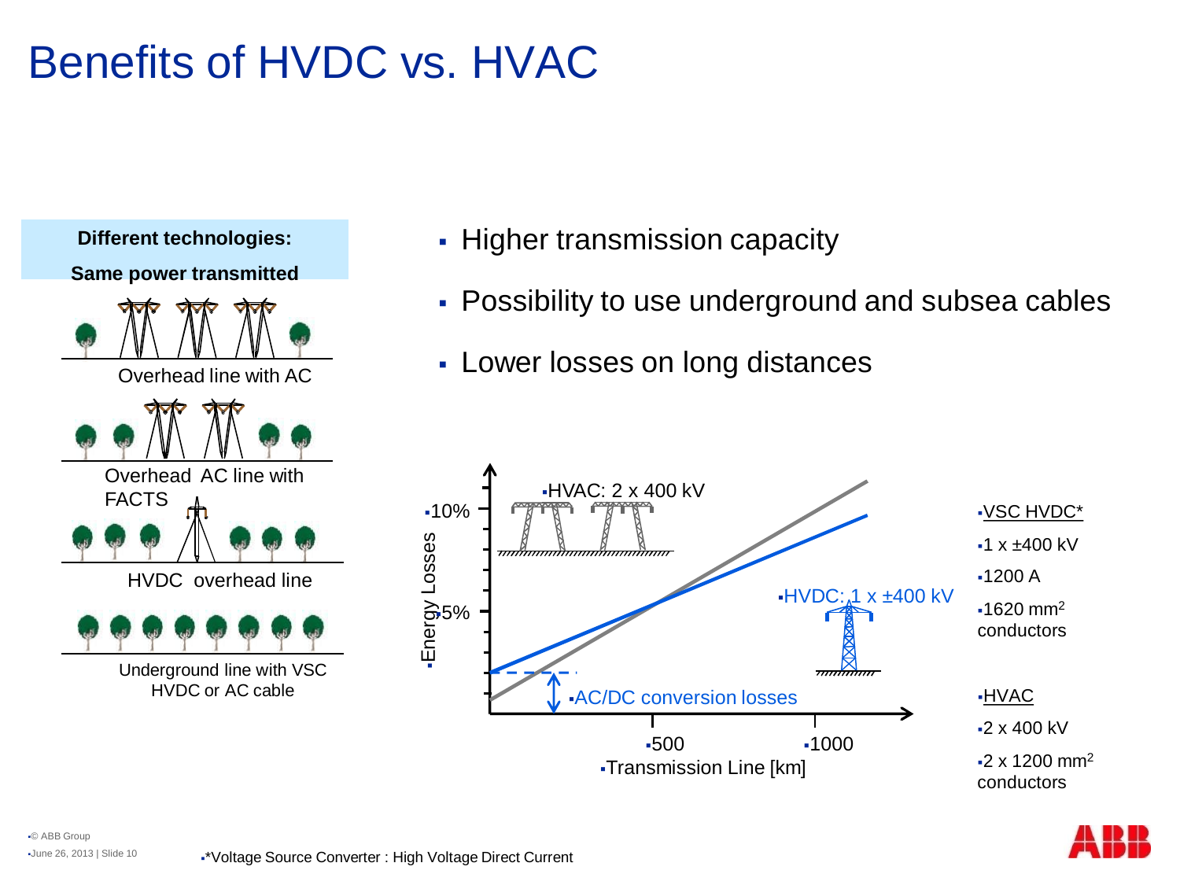# Benefits of HVDC vs. HVAC

**Different technologies:**
**Same power transmitted**

Overhead line with AC

Overhead AC line with FACTS

HVDC overhead line

Underground line with VSC HVDC or AC cable

- Higher transmission capacity
- Possibility to use underground and subsea cables
- Lower losses on long distances

HVAC: 2 x 400 kV

HVDC: 1 x ±400 kV

AC/DC conversion losses

Energy Losses: 10%, 5%

Transmission Line [km]: 500, 1000

VSC HVDC*
- 1 x ±400 kV
- 1200 A
- 1620 $mm^2$ conductors

HVAC
- 2 x 400 kV
- 2 x 1200 $mm^2$ conductors

*Voltage Source Converter : High Voltage Direct Current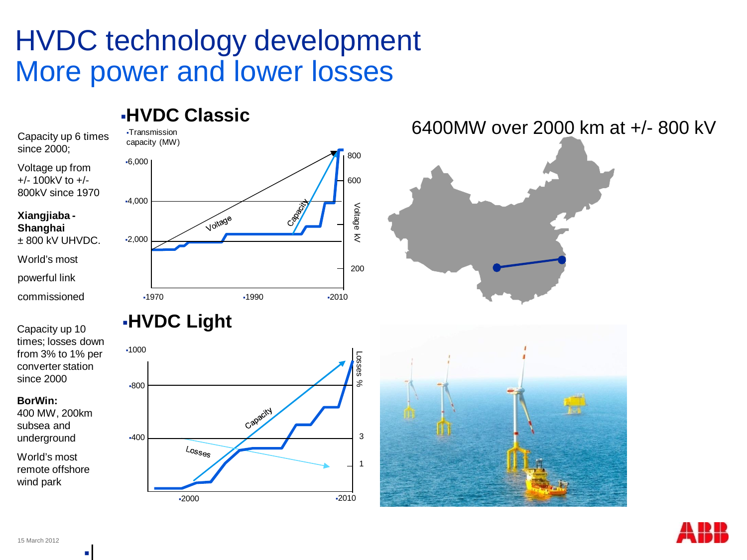# HVDC technology development

## More power and lower losses

### HVDC Classic

Capacity up 6 times since 2000;

Voltage up from +/- 100kV to +/- 800kV since 1970

**Xiangjiaba - Shanghai** ± 800 kV UHVDC.

World's most powerful link commissioned

Transmission capacity (MW)

6400MW over 2000 km at +/- 800 kV

### HVDC Light

Capacity up 10 times; losses down from 3% to 1% per converter station since 2000

**BorWin:** 400 MW, 200km subsea and underground

World's most remote offshore wind park

15 March 2012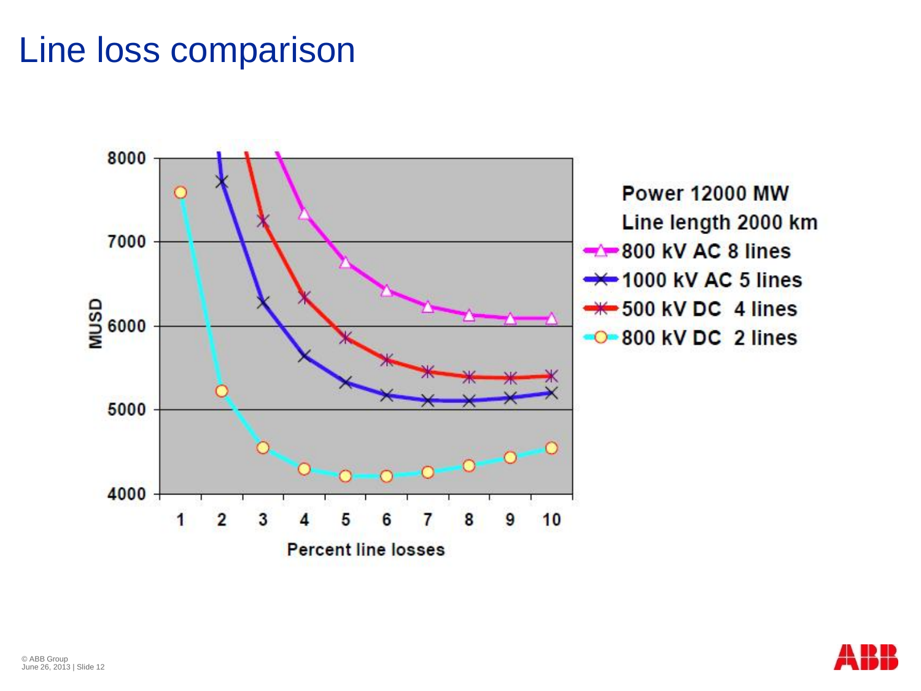# Line loss comparison

Power 12000 MW

Line length 2000 km

- 800 kV AC 8 lines
- 1000 kV AC 5 lines
- 500 kV DC 4 lines
- 800 kV DC 2 lines

MUSD

Percent line losses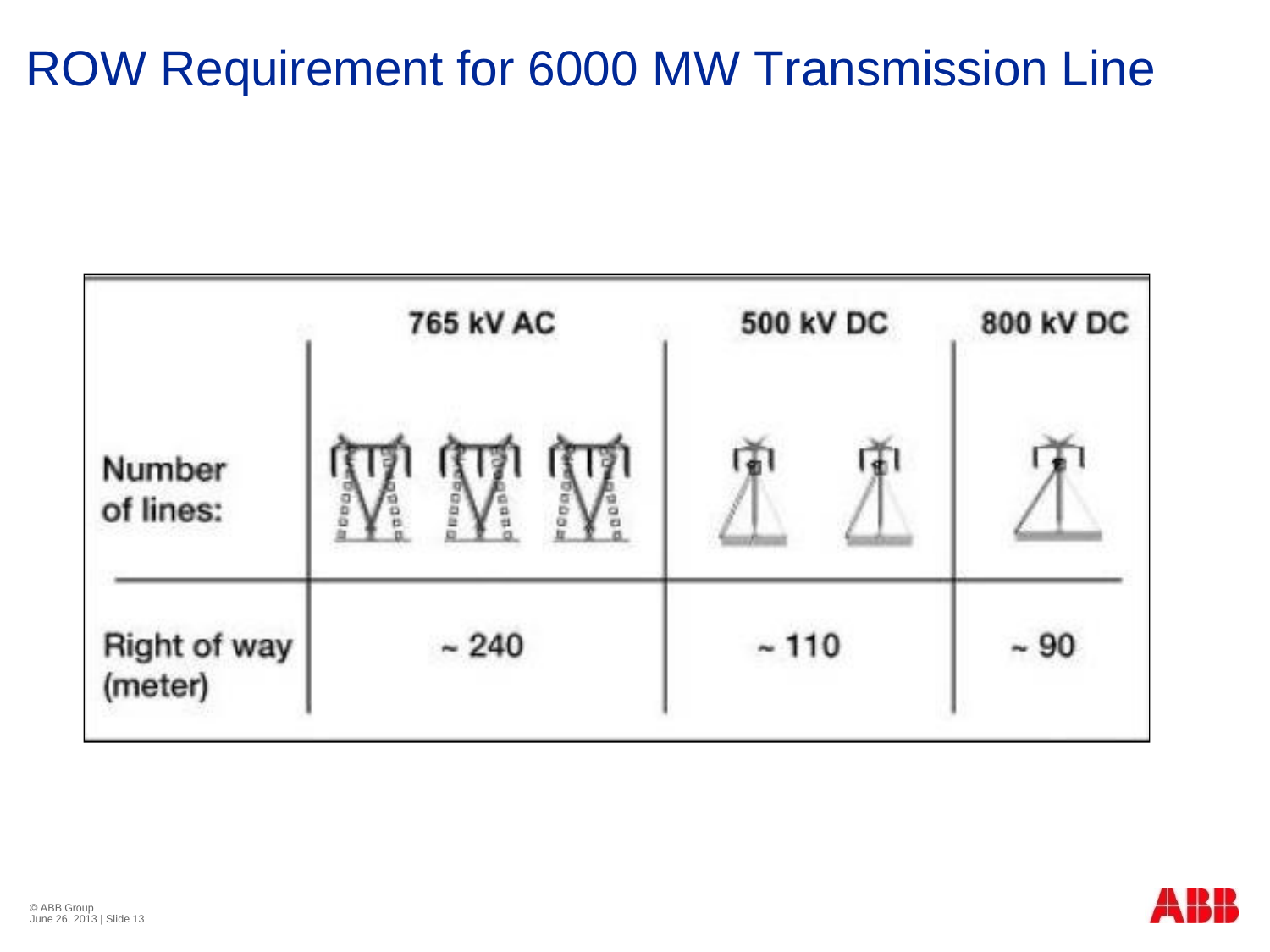# ROW Requirement for 6000 MW Transmission Line

| | 765 kV AC | 500 kV DC | 800 kV DC |
|---|---|---|---|
| Number of lines: | | | |
| Right of way (meter) | ~ 240 | ~ 110 | ~ 90 |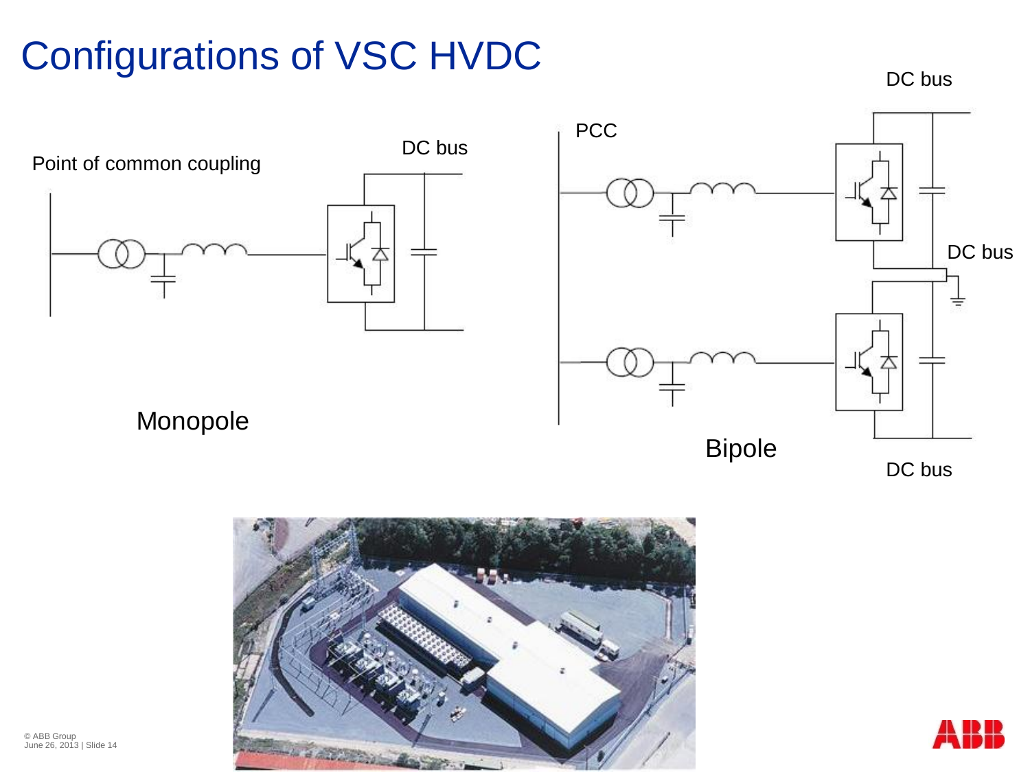# Configurations of VSC HVDC

Point of common coupling

DC bus

Monopole

PCC

DC bus

DC bus

DC bus

Bipole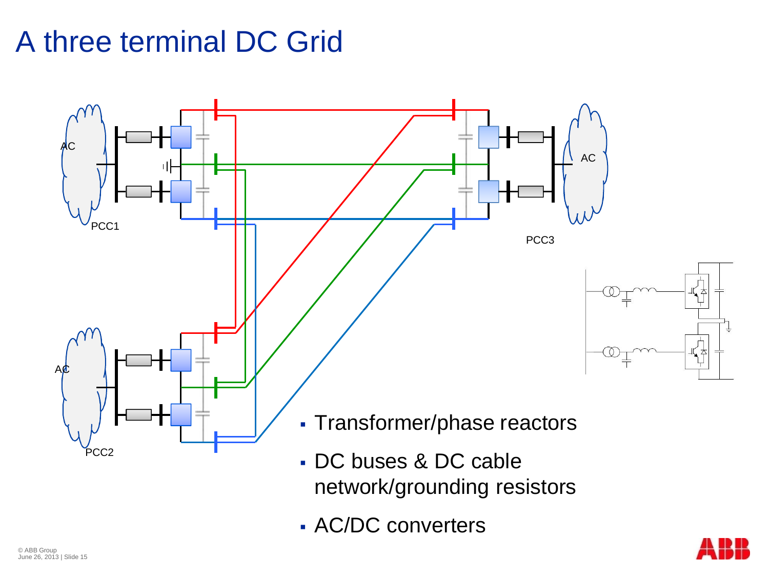# A three terminal DC Grid

- Transformer/phase reactors
- DC buses & DC cable network/grounding resistors
- AC/DC converters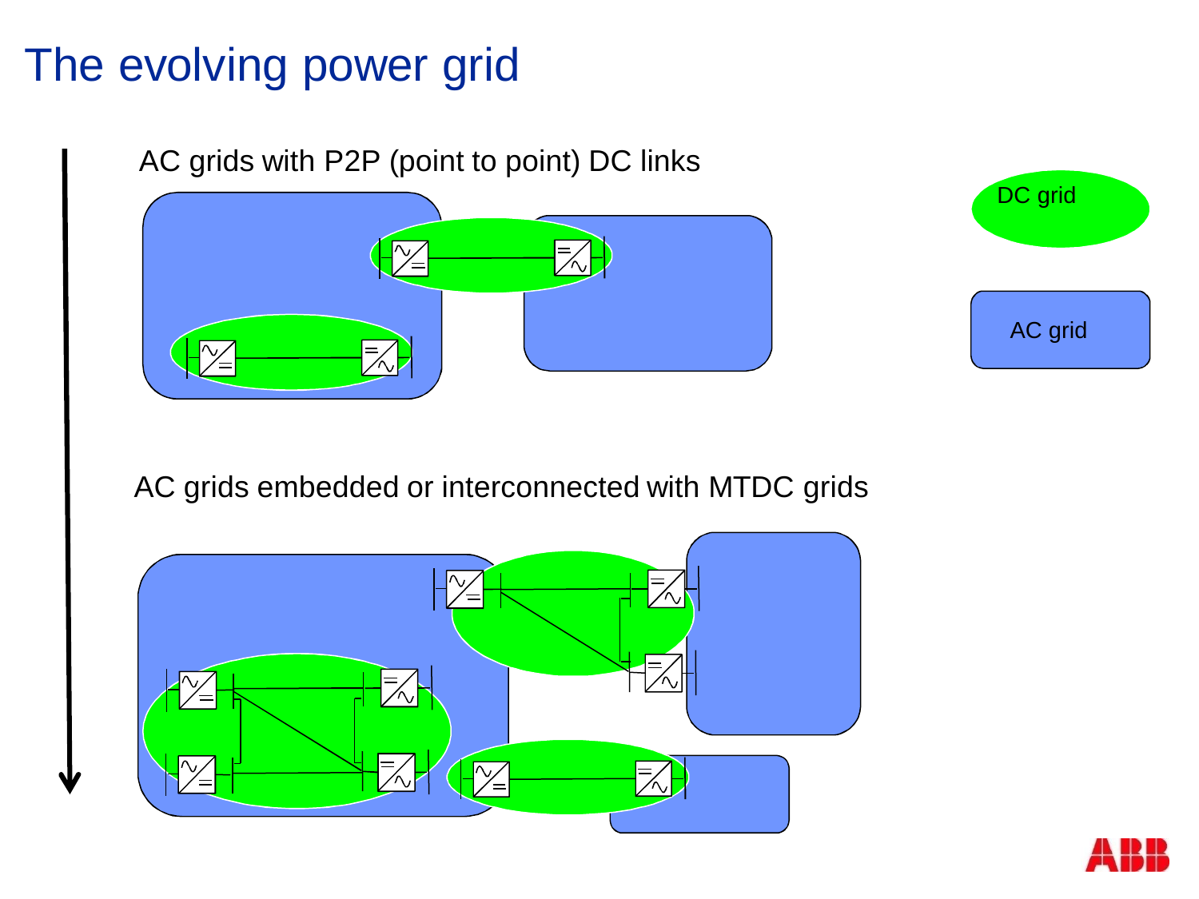# The evolving power grid

AC grids with P2P (point to point) DC links

DC grid

AC grid

AC grids embedded or interconnected with MTDC grids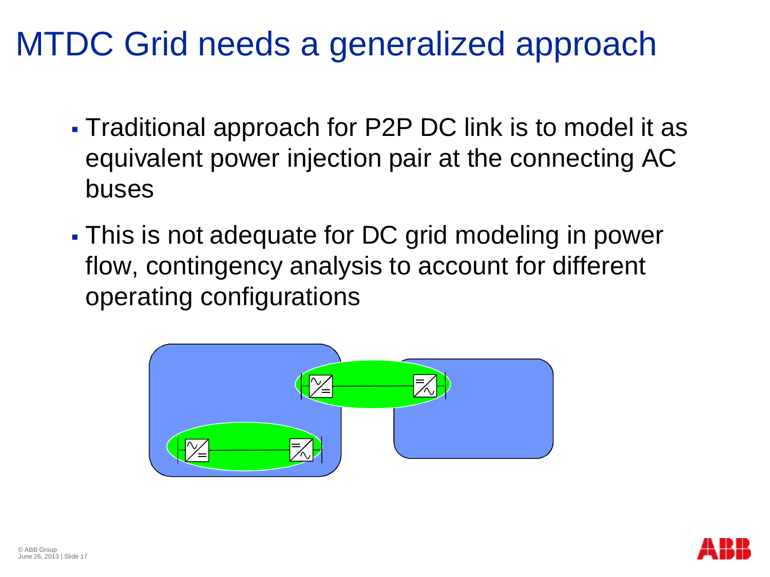# MTDC Grid needs a generalized approach

- Traditional approach for P2P DC link is to model it as equivalent power injection pair at the connecting AC buses
- This is not adequate for DC grid modeling in power flow, contingency analysis to account for different operating configurations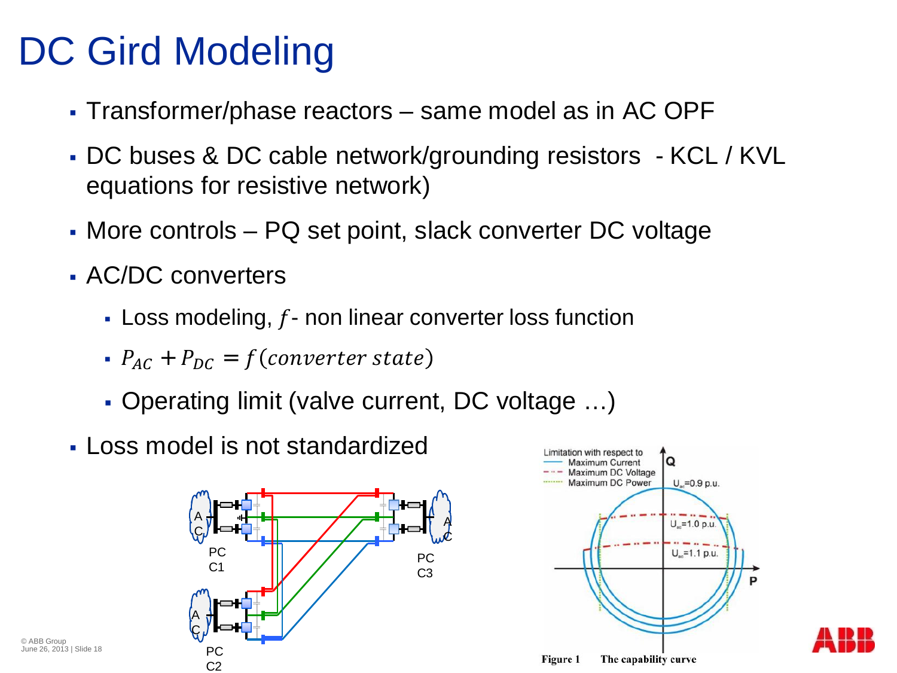# DC Gird Modeling

- Transformer/phase reactors – same model as in AC OPF
- DC buses & DC cable network/grounding resistors - KCL / KVL equations for resistive network)
- More controls – PQ set point, slack converter DC voltage
- AC/DC converters
  - Loss modeling, $f$- non linear converter loss function
  - $P_{AC} + P_{DC} = f(converter\ state)$
  - Operating limit (valve current, DC voltage …)
- Loss model is not standardized

**Figure 1** The capability curve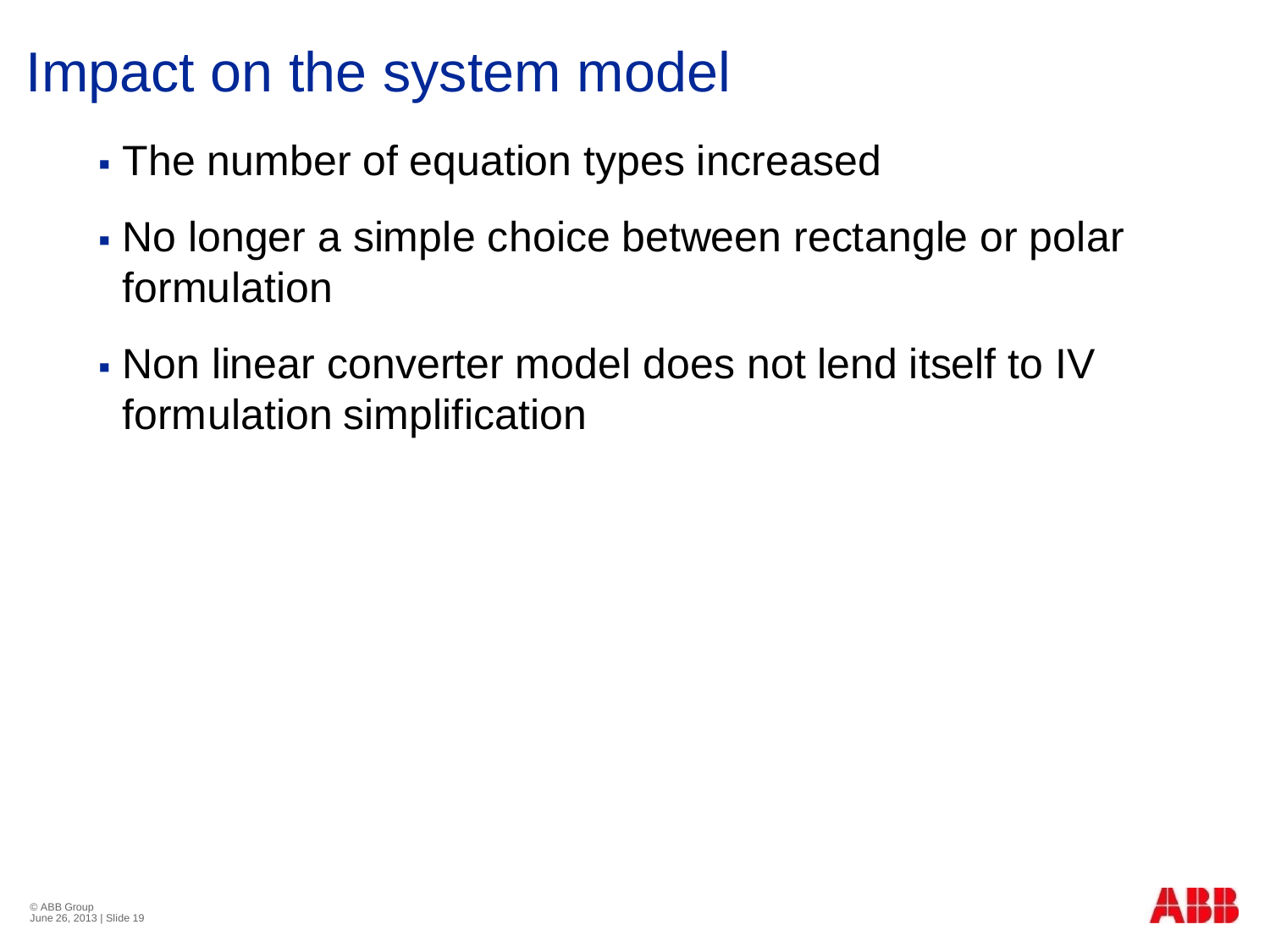# Impact on the system model

- The number of equation types increased
- No longer a simple choice between rectangle or polar formulation
- Non linear converter model does not lend itself to IV formulation simplification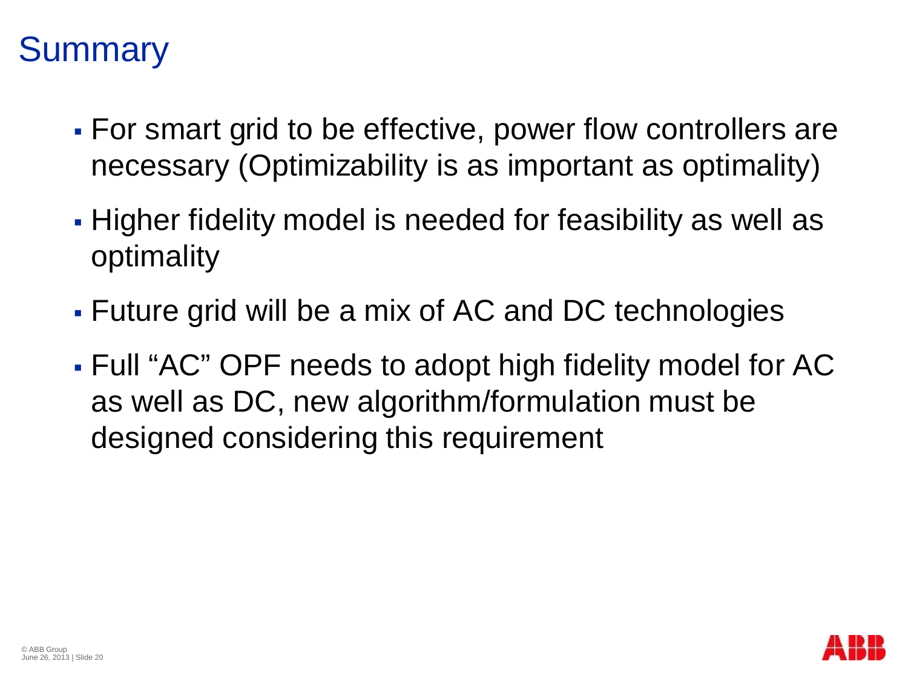# Summary

- For smart grid to be effective, power flow controllers are necessary (Optimizability is as important as optimality)
- Higher fidelity model is needed for feasibility as well as optimality
- Future grid will be a mix of AC and DC technologies
- Full “AC” OPF needs to adopt high fidelity model for AC as well as DC, new algorithm/formulation must be designed considering this requirement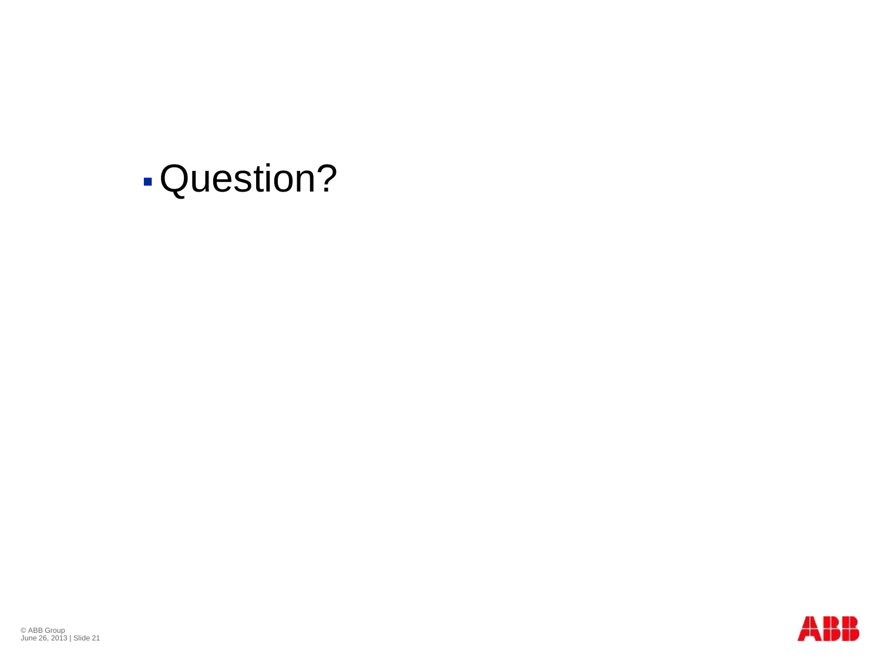- Question?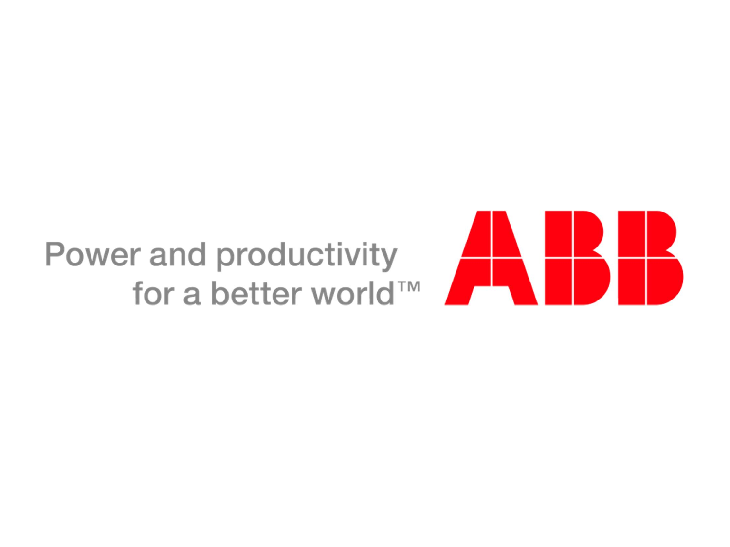Power and productivity
for a better world™

ABB